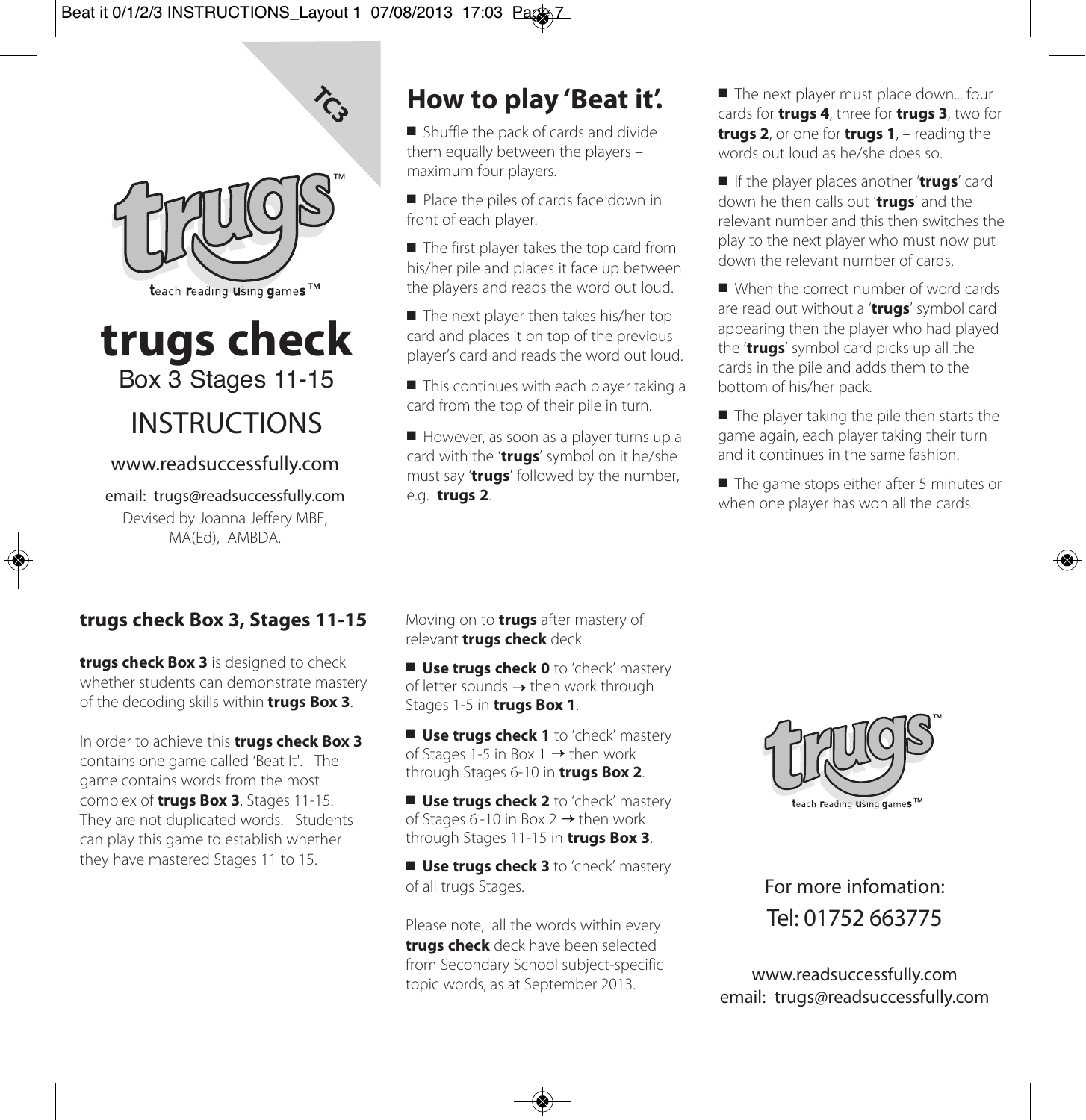TC3

trugs™

teach reading using games™

# trugs check

Box 3 Stages 11-15

INSTRUCTIONS

www.readsuccessfully.com

email: trugs@readsuccessfully.com

Devised by Joanna Jeffery MBE, MA(Ed), AMBDA.

## How to play 'Beat it'.

- Shuffle the pack of cards and divide them equally between the players – maximum four players.
- Place the piles of cards face down in front of each player.
- The first player takes the top card from his/her pile and places it face up between the players and reads the word out loud.
- The next player then takes his/her top card and places it on top of the previous player's card and reads the word out loud.
- This continues with each player taking a card from the top of their pile in turn.
- However, as soon as a player turns up a card with the '**trugs**' symbol on it he/she must say '**trugs**' followed by the number, e.g. **trugs 2**.
- The next player must place down... four cards for **trugs 4**, three for **trugs 3**, two for **trugs 2**, or one for **trugs 1**, – reading the words out loud as he/she does so.
- If the player places another '**trugs**' card down he then calls out '**trugs**' and the relevant number and this then switches the play to the next player who must now put down the relevant number of cards.
- When the correct number of word cards are read out without a '**trugs**' symbol card appearing then the player who had played the '**trugs**' symbol card picks up all the cards in the pile and adds them to the bottom of his/her pack.
- The player taking the pile then starts the game again, each player taking their turn and it continues in the same fashion.
- The game stops either after 5 minutes or when one player has won all the cards.

## trugs check Box 3, Stages 11-15

**trugs check Box 3** is designed to check whether students can demonstrate mastery of the decoding skills within **trugs Box 3**.

In order to achieve this **trugs check Box 3** contains one game called 'Beat It'. The game contains words from the most complex of **trugs Box 3**, Stages 11-15. They are not duplicated words. Students can play this game to establish whether they have mastered Stages 11 to 15.

Moving on to **trugs** after mastery of relevant **trugs check** deck

- **Use trugs check 0** to 'check' mastery of letter sounds → then work through Stages 1-5 in **trugs Box 1**.
- **Use trugs check 1** to 'check' mastery of Stages 1-5 in Box 1 → then work through Stages 6-10 in **trugs Box 2**.
- **Use trugs check 2** to 'check' mastery of Stages 6-10 in Box 2 → then work through Stages 11-15 in **trugs Box 3**.
- **Use trugs check 3** to 'check' mastery of all trugs Stages.

Please note, all the words within every **trugs check** deck have been selected from Secondary School subject-specific topic words, as at September 2013.

trugs™

teach reading using games™

For more infomation:
Tel: 01752 663775

www.readsuccessfully.com
email: trugs@readsuccessfully.com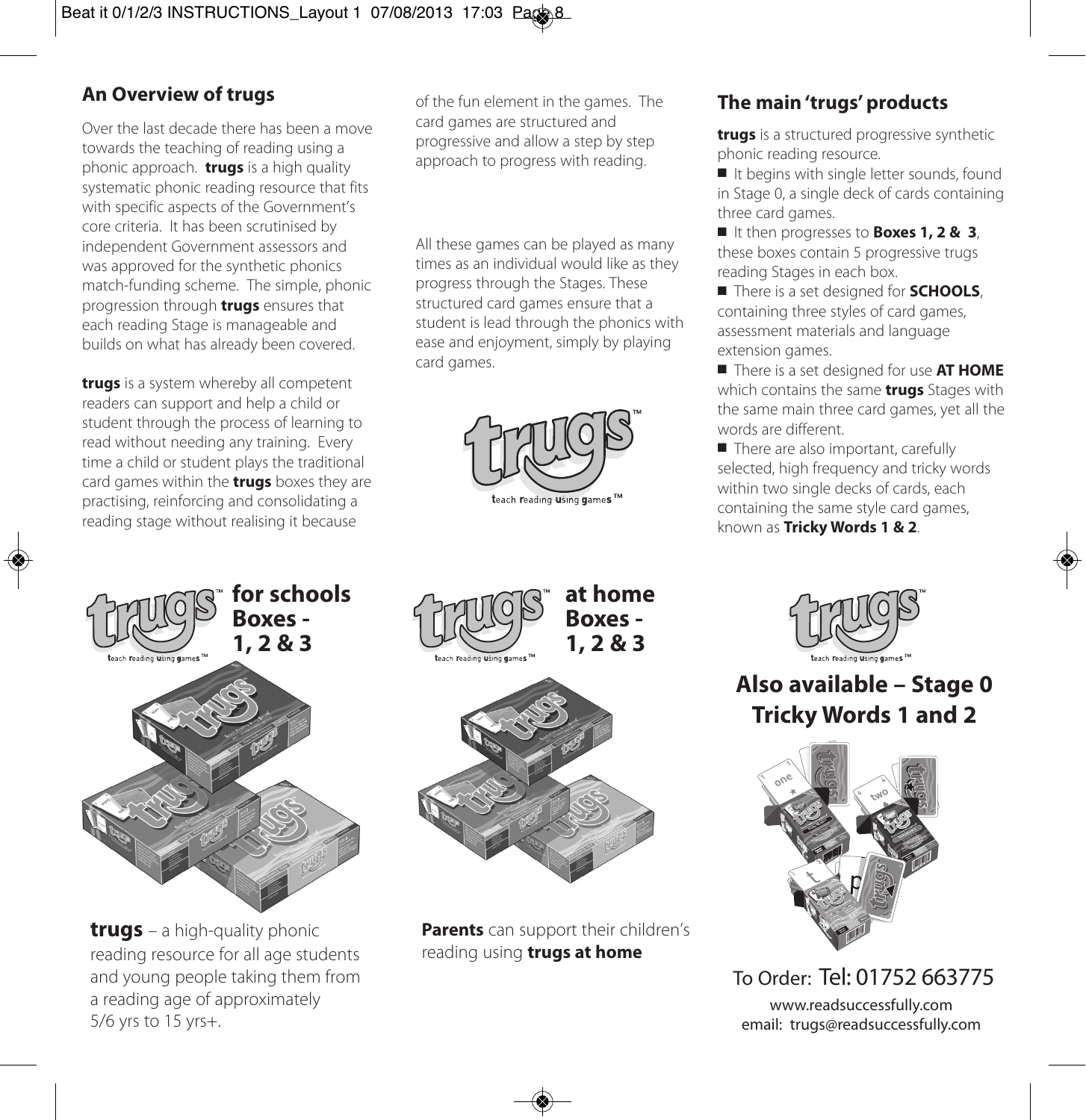## An Overview of trugs

Over the last decade there has been a move towards the teaching of reading using a phonic approach. **trugs** is a high quality systematic phonic reading resource that fits with specific aspects of the Government's core criteria. It has been scrutinised by independent Government assessors and was approved for the synthetic phonics match-funding scheme. The simple, phonic progression through **trugs** ensures that each reading Stage is manageable and builds on what has already been covered.

**trugs** is a system whereby all competent readers can support and help a child or student through the process of learning to read without needing any training. Every time a child or student plays the traditional card games within the **trugs** boxes they are practising, reinforcing and consolidating a reading stage without realising it because of the fun element in the games. The card games are structured and progressive and allow a step by step approach to progress with reading.

All these games can be played as many times as an individual would like as they progress through the Stages. These structured card games ensure that a student is lead through the phonics with ease and enjoyment, simply by playing card games.

trugs™

teach reading using games™

## The main 'trugs' products

**trugs** is a structured progressive synthetic phonic reading resource.

- It begins with single letter sounds, found in Stage 0, a single deck of cards containing three card games.
- It then progresses to **Boxes 1, 2 & 3**, these boxes contain 5 progressive trugs reading Stages in each box.
- There is a set designed for **SCHOOLS**, containing three styles of card games, assessment materials and language extension games.
- There is a set designed for use **AT HOME** which contains the same **trugs** Stages with the same main three card games, yet all the words are different.
- There are also important, carefully selected, high frequency and tricky words within two single decks of cards, each containing the same style card games, known as **Tricky Words 1 & 2**.

### trugs™ for schools Boxes - 1, 2 & 3

**trugs** – a high-quality phonic reading resource for all age students and young people taking them from a reading age of approximately 5/6 yrs to 15 yrs+.

### trugs™ at home Boxes - 1, 2 & 3

**Parents** can support their children's reading using **trugs at home**

### Also available – Stage 0 Tricky Words 1 and 2

To Order: Tel: 01752 663775

www.readsuccessfully.com

email: trugs@readsuccessfully.com